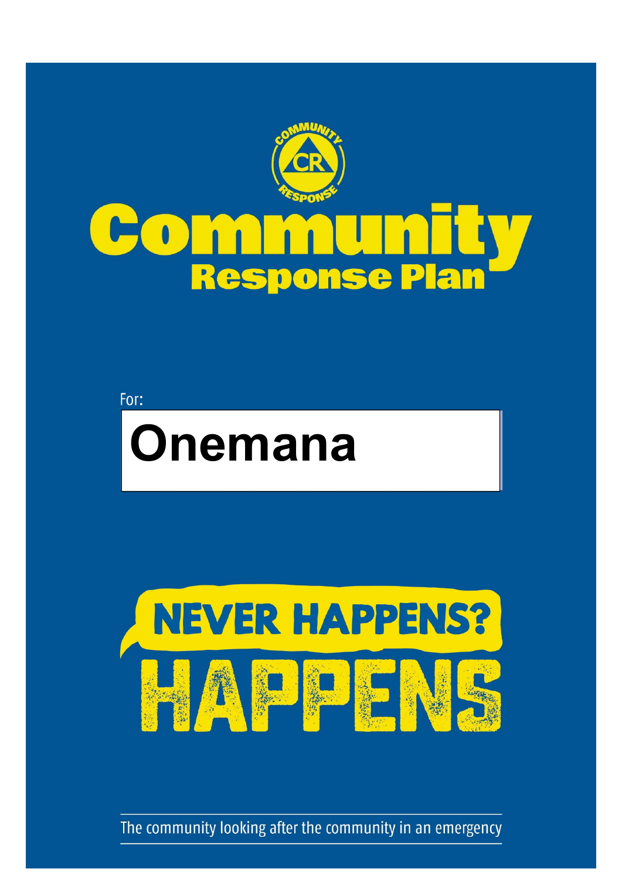COMMUNITY RESPONSE

CR

# Community
## Response Plan

For:

# Onemana

NEVER HAPPENS?
HAPPENS

The community looking after the community in an emergency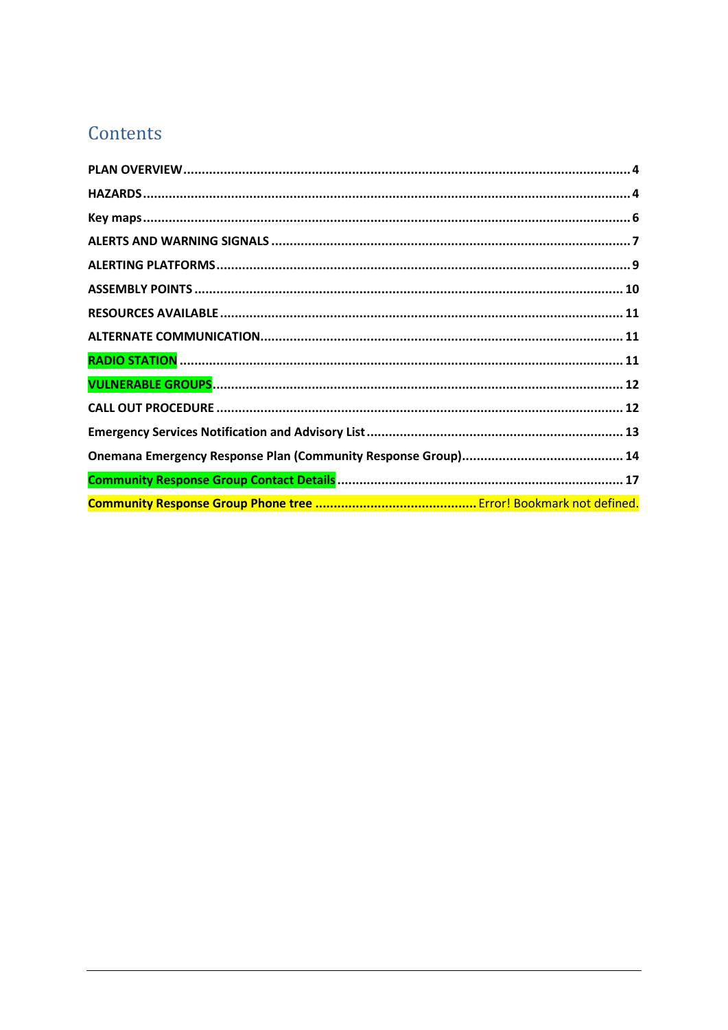# Contents

**PLAN OVERVIEW** ........................................................................................................................ 4

**HAZARDS** ................................................................................................................................ 4

**Key maps** .................................................................................................................................. 6

**ALERTS AND WARNING SIGNALS** ........................................................................................ 7

**ALERTING PLATFORMS** ............................................................................................................ 9

**ASSEMBLY POINTS** ................................................................................................................ 10

**RESOURCES AVAILABLE** ......................................................................................................... 11

**ALTERNATE COMMUNICATION** ............................................................................................... 11

**RADIO STATION** ...................................................................................................................... 11

**VULNERABLE GROUPS** ............................................................................................................ 12

**CALL OUT PROCEDURE** ........................................................................................................... 12

**Emergency Services Notification and Advisory List** ................................................................... 13

**Onemana Emergency Response Plan (Community Response Group)** .......................................... 14

**Community Response Group Contact Details** ........................................................................... 17

**Community Response Group Phone tree** ........................................... Error! Bookmark not defined.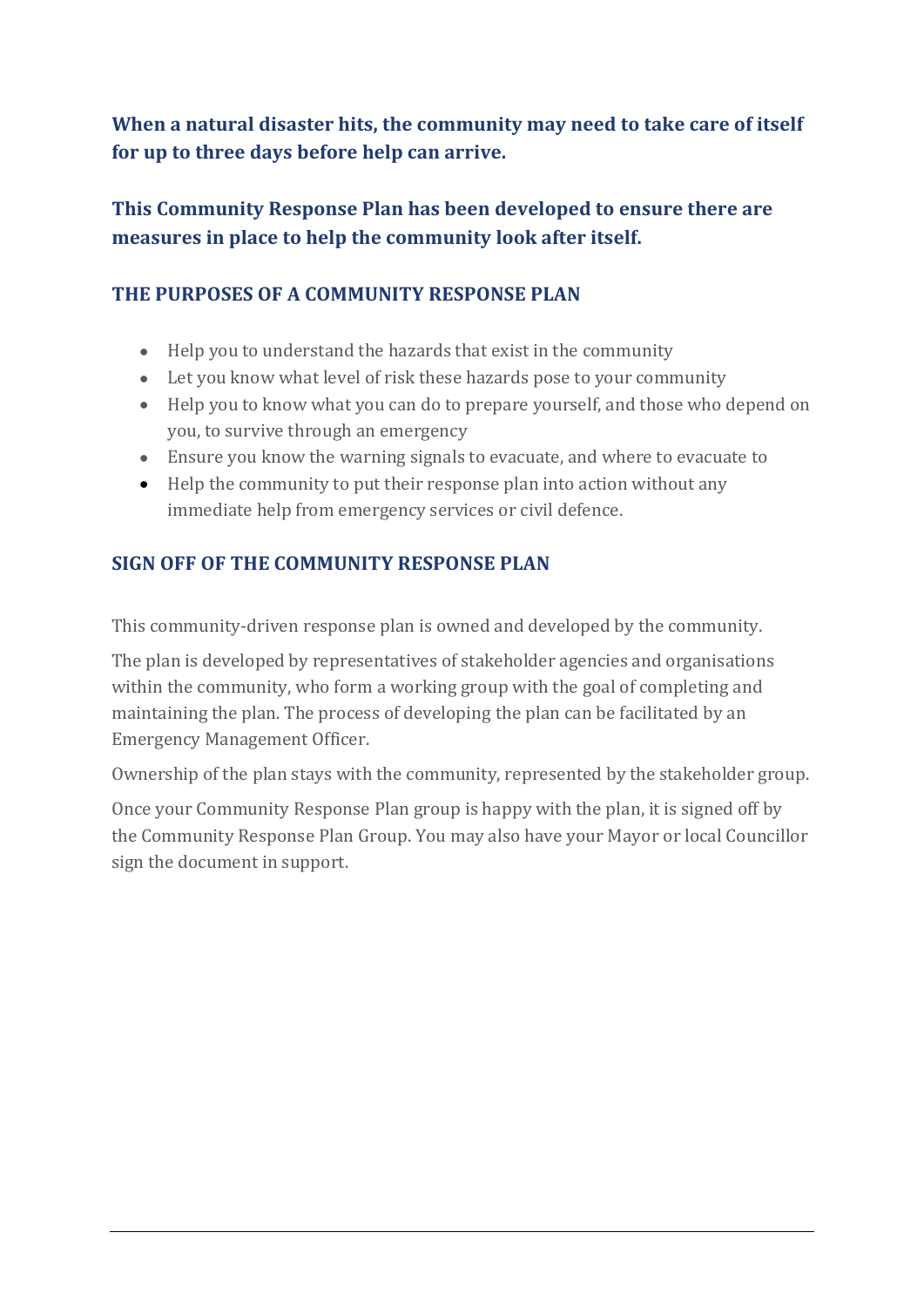**When a natural disaster hits, the community may need to take care of itself for up to three days before help can arrive.**

**This Community Response Plan has been developed to ensure there are measures in place to help the community look after itself.**

## THE PURPOSES OF A COMMUNITY RESPONSE PLAN

- Help you to understand the hazards that exist in the community
- Let you know what level of risk these hazards pose to your community
- Help you to know what you can do to prepare yourself, and those who depend on you, to survive through an emergency
- Ensure you know the warning signals to evacuate, and where to evacuate to
- Help the community to put their response plan into action without any immediate help from emergency services or civil defence.

## SIGN OFF OF THE COMMUNITY RESPONSE PLAN

This community-driven response plan is owned and developed by the community.

The plan is developed by representatives of stakeholder agencies and organisations within the community, who form a working group with the goal of completing and maintaining the plan. The process of developing the plan can be facilitated by an Emergency Management Officer.

Ownership of the plan stays with the community, represented by the stakeholder group.

Once your Community Response Plan group is happy with the plan, it is signed off by the Community Response Plan Group. You may also have your Mayor or local Councillor sign the document in support.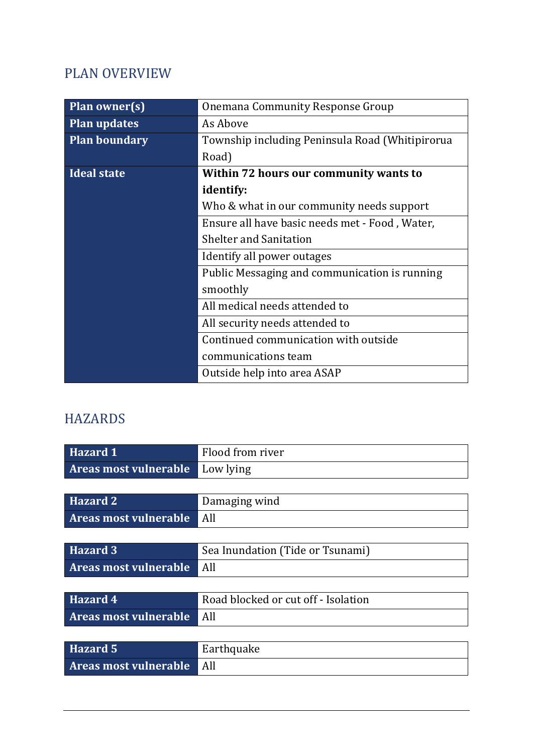## PLAN OVERVIEW

| | |
|---|---|
| **Plan owner(s)** | Onemana Community Response Group |
| **Plan updates** | As Above |
| **Plan boundary** | Township including Peninsula Road (Whitipirorua Road) |
| **Ideal state** | **Within 72 hours our community wants to identify:** Who & what in our community needs support |
| | Ensure all have basic needs met - Food , Water, Shelter and Sanitation |
| | Identify all power outages |
| | Public Messaging and communication is running smoothly |
| | All medical needs attended to |
| | All security needs attended to |
| | Continued communication with outside communications team |
| | Outside help into area ASAP |

## HAZARDS

| | |
|---|---|
| **Hazard 1** | Flood from river |
| **Areas most vulnerable** | Low lying |

| | |
|---|---|
| **Hazard 2** | Damaging wind |
| **Areas most vulnerable** | All |

| | |
|---|---|
| **Hazard 3** | Sea Inundation (Tide or Tsunami) |
| **Areas most vulnerable** | All |

| | |
|---|---|
| **Hazard 4** | Road blocked or cut off - Isolation |
| **Areas most vulnerable** | All |

| | |
|---|---|
| **Hazard 5** | Earthquake |
| **Areas most vulnerable** | All |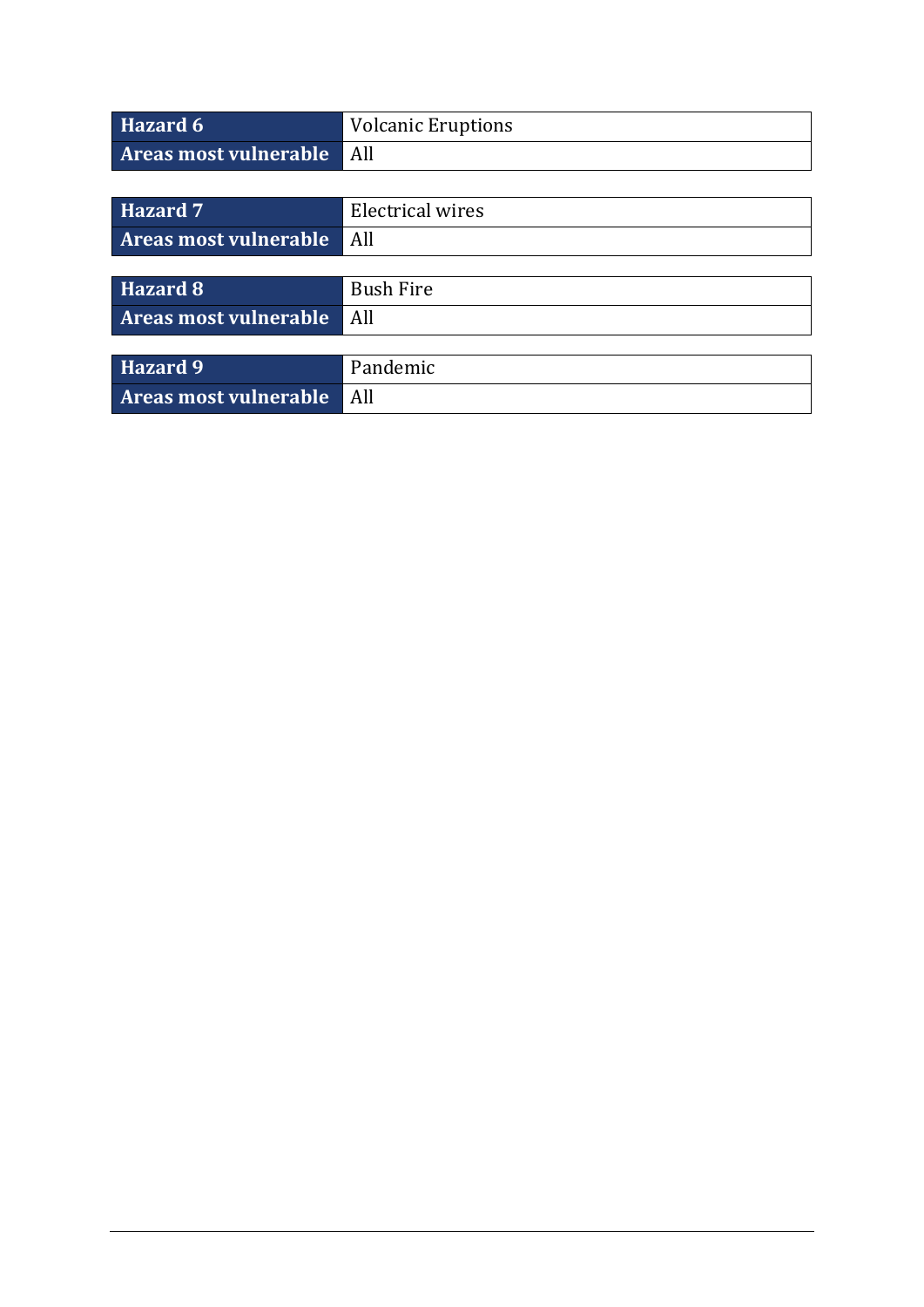| Hazard 6 | Volcanic Eruptions |
| --- | --- |
| **Areas most vulnerable** | All |

| Hazard 7 | Electrical wires |
| --- | --- |
| **Areas most vulnerable** | All |

| Hazard 8 | Bush Fire |
| --- | --- |
| **Areas most vulnerable** | All |

| Hazard 9 | Pandemic |
| --- | --- |
| **Areas most vulnerable** | All |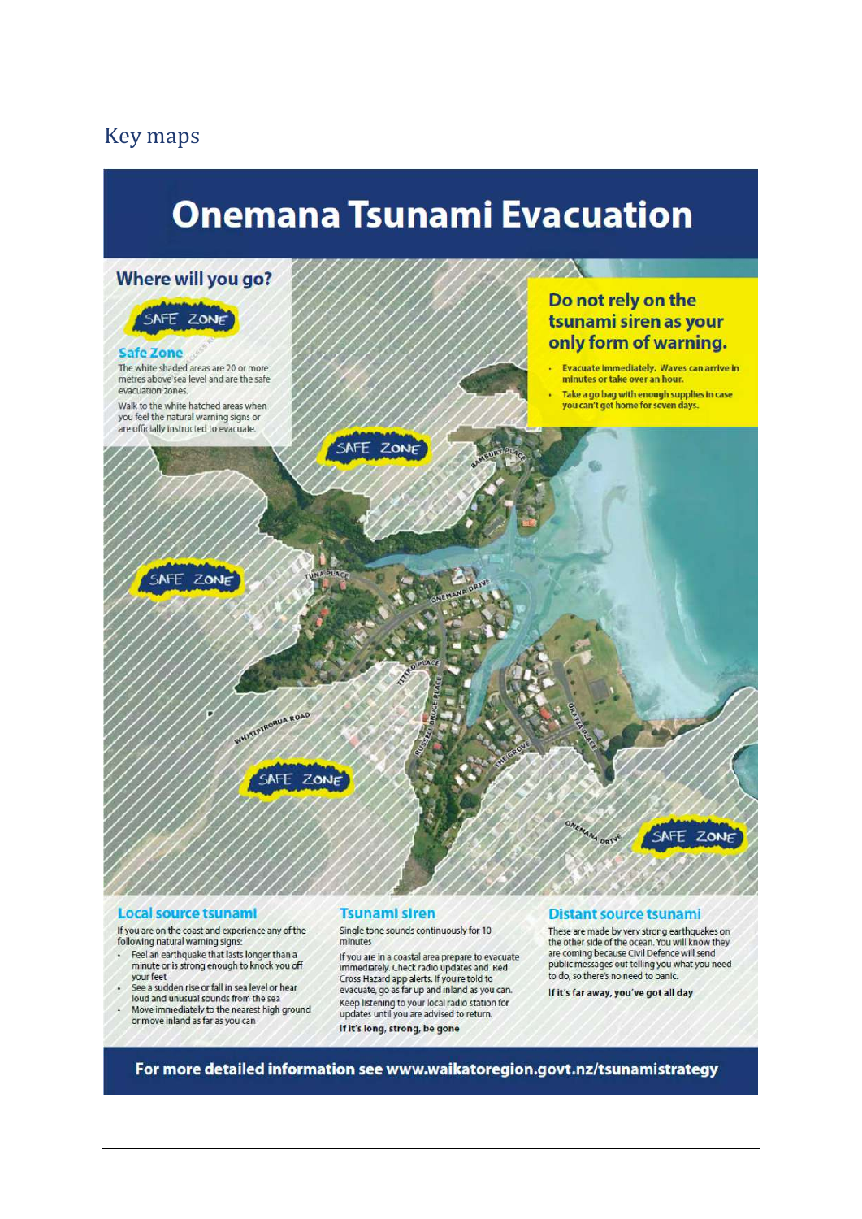## Key maps

# Onemana Tsunami Evacuation

## Where will you go?

SAFE ZONE

**Safe Zone**

The white shaded areas are 20 or more metres above sea level and are the safe evacuation zones.

Walk to the white hatched areas when you feel the natural warning signs or are officially instructed to evacuate.

## Do not rely on the tsunami siren as your only form of warning.

- **Evacuate immediately. Waves can arrive in minutes or take over an hour.**
- **Take a go bag with enough supplies in case you can't get home for seven days.**

SAFE ZONE

BAMBURY PLACE

SAFE ZONE

TUNA PLACE

ONEMANA DRIVE

TITIRO PLACE

BRUCE PLACE

RUSSELL

WHITEPIROURUA ROAD

THE GROVE

OKATIKA PLACE

SAFE ZONE

ONEMANA DRIVE

SAFE ZONE

### Local source tsunami

If you are on the coast and experience any of the following natural warning signs:

- Feel an earthquake that lasts longer than a minute or is strong enough to knock you off your feet
- See a sudden rise or fall in sea level or hear loud and unusual sounds from the sea
- Move immediately to the nearest high ground or move inland as far as you can

### Tsunami siren

Single tone sounds continuously for 10 minutes

If you are in a coastal area prepare to evacuate immediately. Check radio updates and Red Cross Hazard app alerts. If youre told to evacuate, go as far up and inland as you can. Keep listening to your local radio station for updates until you are advised to return.

**If it's long, strong, be gone**

### Distant source tsunami

These are made by very strong earthquakes on the other side of the ocean. You will know they are coming because Civil Defence will send public messages out telling you what you need to do, so there's no need to panic.

**If it's far away, you've got all day**

**For more detailed information see www.waikatoregion.govt.nz/tsunamistrategy**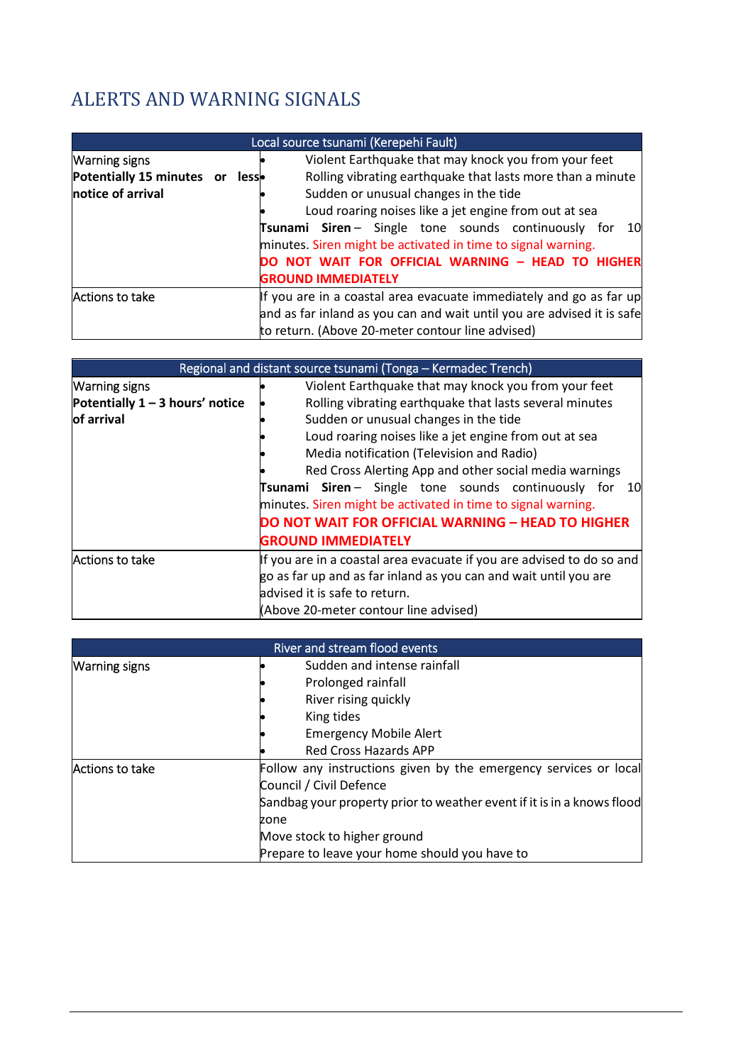# ALERTS AND WARNING SIGNALS

| Local source tsunami (Kerepehi Fault) | |
|---|---|
| Warning signs<br>**Potentially 15 minutes or less notice of arrival** | • Violent Earthquake that may knock you from your feet<br>• Rolling vibrating earthquake that lasts more than a minute<br>• Sudden or unusual changes in the tide<br>• Loud roaring noises like a jet engine from out at sea<br>**Tsunami Siren** – Single tone sounds continuously for 10 minutes. Siren might be activated in time to signal warning.<br>**DO NOT WAIT FOR OFFICIAL WARNING – HEAD TO HIGHER GROUND IMMEDIATELY** |
| Actions to take | If you are in a coastal area evacuate immediately and go as far up and as far inland as you can and wait until you are advised it is safe to return. (Above 20-meter contour line advised) |

| Regional and distant source tsunami (Tonga – Kermadec Trench) | |
|---|---|
| Warning signs<br>**Potentially 1 – 3 hours' notice of arrival** | • Violent Earthquake that may knock you from your feet<br>• Rolling vibrating earthquake that lasts several minutes<br>• Sudden or unusual changes in the tide<br>• Loud roaring noises like a jet engine from out at sea<br>• Media notification (Television and Radio)<br>• Red Cross Alerting App and other social media warnings<br>**Tsunami Siren** – Single tone sounds continuously for 10 minutes. Siren might be activated in time to signal warning.<br>**DO NOT WAIT FOR OFFICIAL WARNING – HEAD TO HIGHER GROUND IMMEDIATELY** |
| Actions to take | If you are in a coastal area evacuate if you are advised to do so and go as far up and as far inland as you can and wait until you are advised it is safe to return.<br>(Above 20-meter contour line advised) |

| River and stream flood events | |
|---|---|
| Warning signs | • Sudden and intense rainfall<br>• Prolonged rainfall<br>• River rising quickly<br>• King tides<br>• Emergency Mobile Alert<br>• Red Cross Hazards APP |
| Actions to take | Follow any instructions given by the emergency services or local Council / Civil Defence<br>Sandbag your property prior to weather event if it is in a knows flood zone<br>Move stock to higher ground<br>Prepare to leave your home should you have to |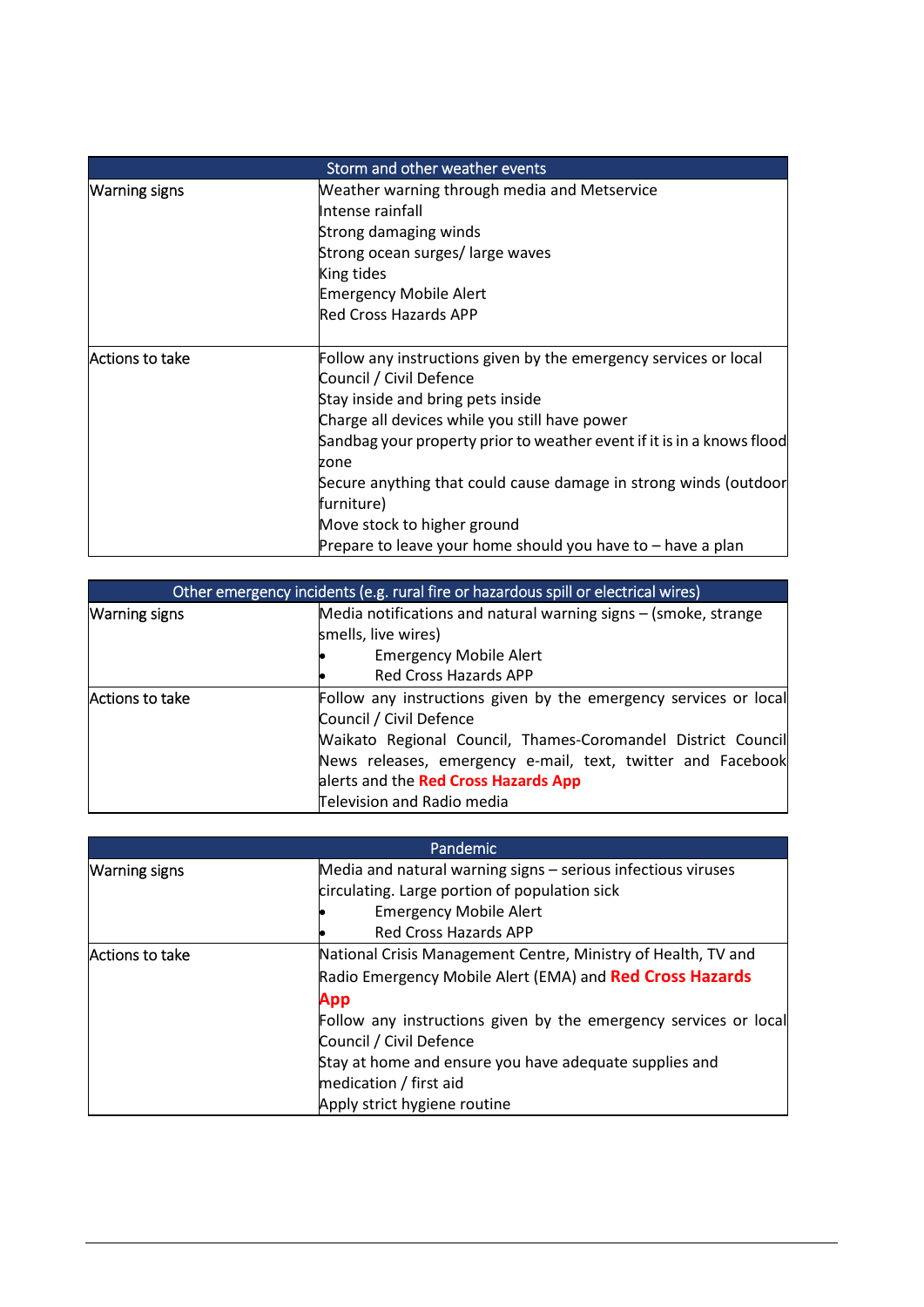| Storm and other weather events | |
|---|---|
| Warning signs | Weather warning through media and Metservice<br>Intense rainfall<br>Strong damaging winds<br>Strong ocean surges/ large waves<br>King tides<br>Emergency Mobile Alert<br>Red Cross Hazards APP |
| Actions to take | Follow any instructions given by the emergency services or local Council / Civil Defence<br>Stay inside and bring pets inside<br>Charge all devices while you still have power<br>Sandbag your property prior to weather event if it is in a knows flood zone<br>Secure anything that could cause damage in strong winds (outdoor furniture)<br>Move stock to higher ground<br>Prepare to leave your home should you have to – have a plan |

| Other emergency incidents (e.g. rural fire or hazardous spill or electrical wires) | |
|---|---|
| Warning signs | Media notifications and natural warning signs – (smoke, strange smells, live wires)<br>• Emergency Mobile Alert<br>• Red Cross Hazards APP |
| Actions to take | Follow any instructions given by the emergency services or local Council / Civil Defence<br>Waikato Regional Council, Thames-Coromandel District Council News releases, emergency e-mail, text, twitter and Facebook alerts and the **Red Cross Hazards App**<br>Television and Radio media |

| Pandemic | |
|---|---|
| Warning signs | Media and natural warning signs – serious infectious viruses circulating. Large portion of population sick<br>• Emergency Mobile Alert<br>• Red Cross Hazards APP |
| Actions to take | National Crisis Management Centre, Ministry of Health, TV and Radio Emergency Mobile Alert (EMA) and **Red Cross Hazards App**<br>Follow any instructions given by the emergency services or local Council / Civil Defence<br>Stay at home and ensure you have adequate supplies and medication / first aid<br>Apply strict hygiene routine |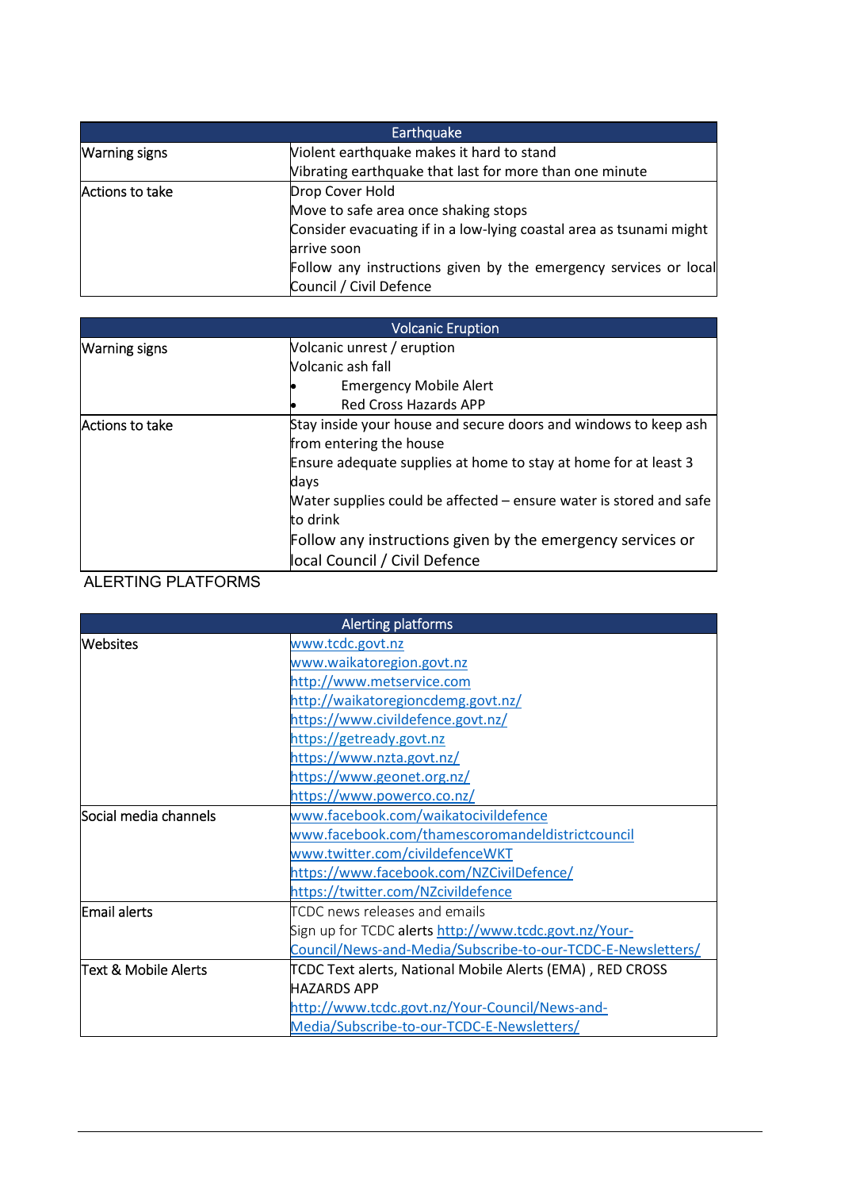| Earthquake | |
|---|---|
| Warning signs | Violent earthquake makes it hard to stand<br>Vibrating earthquake that last for more than one minute |
| Actions to take | Drop Cover Hold<br>Move to safe area once shaking stops<br>Consider evacuating if in a low-lying coastal area as tsunami might arrive soon<br>Follow any instructions given by the emergency services or local Council / Civil Defence |

| Volcanic Eruption | |
|---|---|
| Warning signs | Volcanic unrest / eruption<br>Volcanic ash fall<br>• Emergency Mobile Alert<br>• Red Cross Hazards APP |
| Actions to take | Stay inside your house and secure doors and windows to keep ash from entering the house<br>Ensure adequate supplies at home to stay at home for at least 3 days<br>Water supplies could be affected – ensure water is stored and safe to drink<br>Follow any instructions given by the emergency services or local Council / Civil Defence |

ALERTING PLATFORMS

| Alerting platforms | |
|---|---|
| Websites | www.tcdc.govt.nz<br>www.waikatoregion.govt.nz<br>http://www.metservice.com<br>http://waikatoregioncdemg.govt.nz/<br>https://www.civildefence.govt.nz/<br>https://getready.govt.nz<br>https://www.nzta.govt.nz/<br>https://www.geonet.org.nz/<br>https://www.powerco.co.nz/ |
| Social media channels | www.facebook.com/waikatocivildefence<br>www.facebook.com/thamescoromandeldistrictcouncil<br>www.twitter.com/civildefenceWKT<br>https://www.facebook.com/NZCivilDefence/<br>https://twitter.com/NZcivildefence |
| Email alerts | TCDC news releases and emails<br>Sign up for TCDC alerts http://www.tcdc.govt.nz/Your-Council/News-and-Media/Subscribe-to-our-TCDC-E-Newsletters/ |
| Text & Mobile Alerts | TCDC Text alerts, National Mobile Alerts (EMA) , RED CROSS HAZARDS APP<br>http://www.tcdc.govt.nz/Your-Council/News-and-Media/Subscribe-to-our-TCDC-E-Newsletters/ |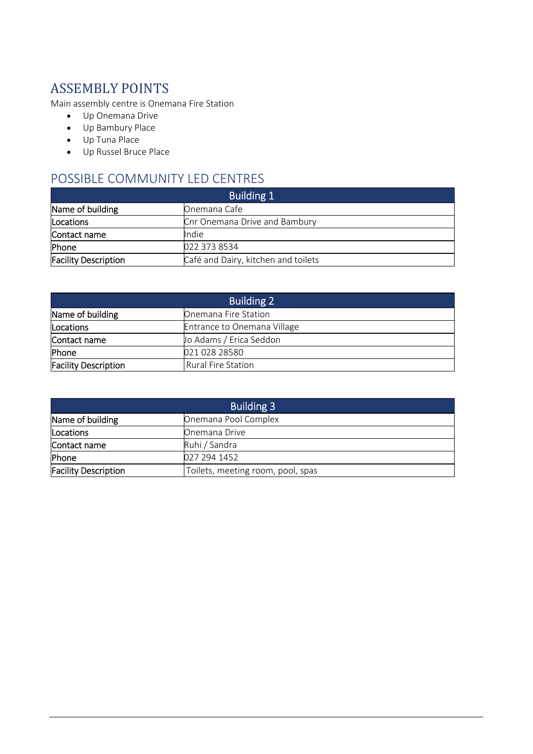## ASSEMBLY POINTS

Main assembly centre is Onemana Fire Station

- Up Onemana Drive
- Up Bambury Place
- Up Tuna Place
- Up Russel Bruce Place

## POSSIBLE COMMUNITY LED CENTRES

| Building 1 | |
|---|---|
| Name of building | Onemana Cafe |
| Locations | Cnr Onemana Drive and Bambury |
| Contact name | Indie |
| Phone | 022 373 8534 |
| Facility Description | Café and Dairy, kitchen and toilets |

| Building 2 | |
|---|---|
| Name of building | Onemana Fire Station |
| Locations | Entrance to Onemana Village |
| Contact name | Jo Adams / Erica Seddon |
| Phone | 021 028 28580 |
| Facility Description | Rural Fire Station |

| Building 3 | |
|---|---|
| Name of building | Onemana Pool Complex |
| Locations | Onemana Drive |
| Contact name | Ruhi / Sandra |
| Phone | 027 294 1452 |
| Facility Description | Toilets, meeting room, pool, spas |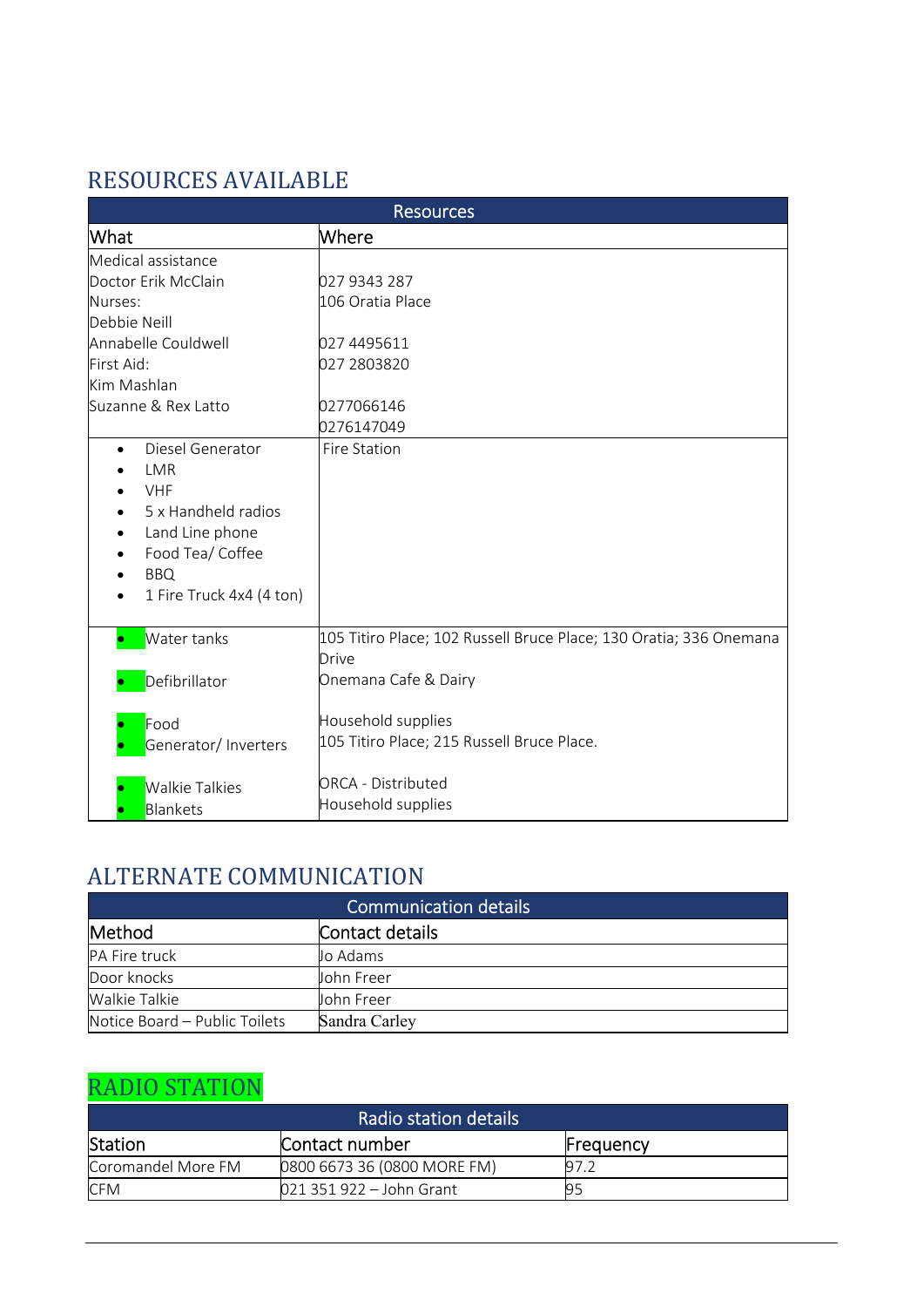## RESOURCES AVAILABLE

| Resources | |
|---|---|
| **What** | **Where** |
| Medical assistance<br>Doctor Erik McClain<br>Nurses:<br>Debbie Neill<br>Annabelle Couldwell<br>First Aid:<br>Kim Mashlan<br>Suzanne & Rex Latto | <br>027 9343 287<br>106 Oratia Place<br><br>027 4495611<br>027 2803820<br><br>0277066146<br>0276147049 |
| • Diesel Generator<br>• LMR<br>• VHF<br>• 5 x Handheld radios<br>• Land Line phone<br>• Food Tea/ Coffee<br>• BBQ<br>• 1 Fire Truck 4x4 (4 ton) | Fire Station |
| • Water tanks<br><br>• Defibrillator<br><br>• Food<br>• Generator/ Inverters<br><br>• Walkie Talkies<br>• Blankets | 105 Titiro Place; 102 Russell Bruce Place; 130 Oratia; 336 Onemana Drive<br>Onemana Cafe & Dairy<br><br>Household supplies<br>105 Titiro Place; 215 Russell Bruce Place.<br><br>ORCA - Distributed<br>Household supplies |

## ALTERNATE COMMUNICATION

| Communication details | |
|---|---|
| **Method** | **Contact details** |
| PA Fire truck | Jo Adams |
| Door knocks | John Freer |
| Walkie Talkie | John Freer |
| Notice Board – Public Toilets | Sandra Carley |

## RADIO STATION

| Radio station details | | |
|---|---|---|
| **Station** | **Contact number** | **Frequency** |
| Coromandel More FM | 0800 6673 36 (0800 MORE FM) | 97.2 |
| CFM | 021 351 922 – John Grant | 95 |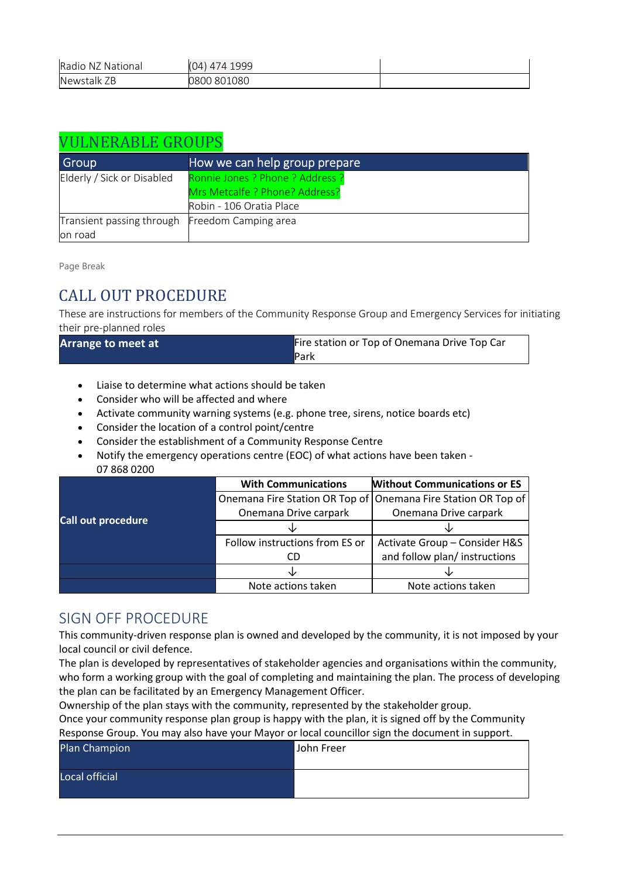| | | |
|---|---|---|
| Radio NZ National | (04) 474 1999 | |
| Newstalk ZB | 0800 801080 | |

## VULNERABLE GROUPS

| Group | How we can help group prepare |
|---|---|
| Elderly / Sick or Disabled | Ronnie Jones ? Phone ? Address ?<br>Mrs Metcalfe ? Phone? Address?<br>Robin - 106 Oratia Place |
| Transient passing through on road | Freedom Camping area |

Page Break

## CALL OUT PROCEDURE

These are instructions for members of the Community Response Group and Emergency Services for initiating their pre-planned roles

| **Arrange to meet at** | Fire station or Top of Onemana Drive Top Car Park |
|---|---|

- Liaise to determine what actions should be taken
- Consider who will be affected and where
- Activate community warning systems (e.g. phone tree, sirens, notice boards etc)
- Consider the location of a control point/centre
- Consider the establishment of a Community Response Centre
- Notify the emergency operations centre (EOC) of what actions have been taken - 07 868 0200

| | **With Communications** | **Without Communications or ES** |
|---|---|---|
| **Call out procedure** | Onemana Fire Station OR Top of Onemana Drive carpark | Onemana Fire Station OR Top of Onemana Drive carpark |
| | ↓ | ↓ |
| | Follow instructions from ES or CD | Activate Group – Consider H&S and follow plan/ instructions |
| | ↓ | ↓ |
| | Note actions taken | Note actions taken |

## SIGN OFF PROCEDURE

This community-driven response plan is owned and developed by the community, it is not imposed by your local council or civil defence.

The plan is developed by representatives of stakeholder agencies and organisations within the community, who form a working group with the goal of completing and maintaining the plan. The process of developing the plan can be facilitated by an Emergency Management Officer.

Ownership of the plan stays with the community, represented by the stakeholder group.

Once your community response plan group is happy with the plan, it is signed off by the Community Response Group. You may also have your Mayor or local councillor sign the document in support.

| Plan Champion | John Freer |
|---|---|
| Local official | |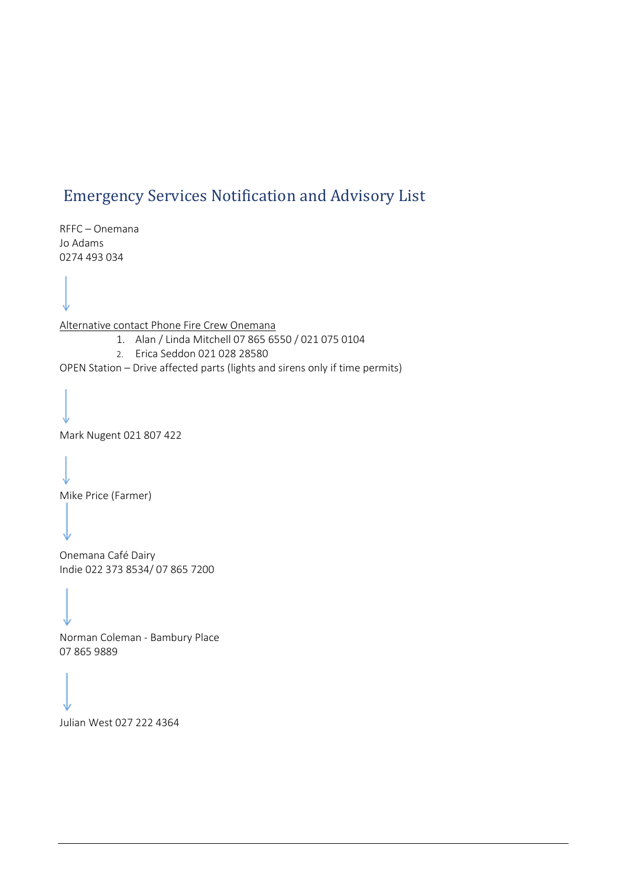## Emergency Services Notification and Advisory List

RFFC – Onemana
Jo Adams
0274 493 034

↓

Alternative contact Phone Fire Crew Onemana

1. Alan / Linda Mitchell 07 865 6550 / 021 075 0104
2. Erica Seddon 021 028 28580

OPEN Station – Drive affected parts (lights and sirens only if time permits)

↓

Mark Nugent 021 807 422

↓

Mike Price (Farmer)

↓

Onemana Café Dairy
Indie 022 373 8534/ 07 865 7200

↓

Norman Coleman - Bambury Place
07 865 9889

↓

Julian West 027 222 4364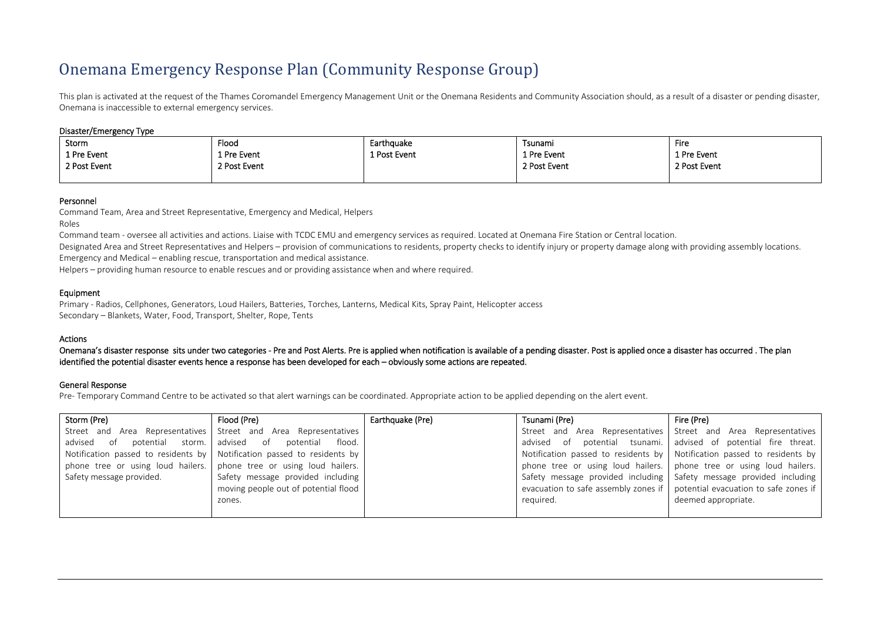# Onemana Emergency Response Plan (Community Response Group)

This plan is activated at the request of the Thames Coromandel Emergency Management Unit or the Onemana Residents and Community Association should, as a result of a disaster or pending disaster, Onemana is inaccessible to external emergency services.

#### Disaster/Emergency Type

| Storm | Flood | Earthquake | Tsunami | Fire |
|---|---|---|---|---|
| 1 Pre Event<br>2 Post Event | 1 Pre Event<br>2 Post Event | 1 Post Event | 1 Pre Event<br>2 Post Event | 1 Pre Event<br>2 Post Event |

#### Personnel

Command Team, Area and Street Representative, Emergency and Medical, Helpers

Roles

Command team - oversee all activities and actions. Liaise with TCDC EMU and emergency services as required. Located at Onemana Fire Station or Central location.

Designated Area and Street Representatives and Helpers – provision of communications to residents, property checks to identify injury or property damage along with providing assembly locations.

Emergency and Medical – enabling rescue, transportation and medical assistance.

Helpers – providing human resource to enable rescues and or providing assistance when and where required.

#### Equipment

Primary - Radios, Cellphones, Generators, Loud Hailers, Batteries, Torches, Lanterns, Medical Kits, Spray Paint, Helicopter access

Secondary – Blankets, Water, Food, Transport, Shelter, Rope, Tents

#### Actions

**Onemana's disaster response sits under two categories - Pre and Post Alerts. Pre is applied when notification is available of a pending disaster. Post is applied once a disaster has occurred . The plan identified the potential disaster events hence a response has been developed for each – obviously some actions are repeated.**

#### General Response

Pre- Temporary Command Centre to be activated so that alert warnings can be coordinated. Appropriate action to be applied depending on the alert event.

| Storm (Pre) | Flood (Pre) | Earthquake (Pre) | Tsunami (Pre) | Fire (Pre) |
|---|---|---|---|---|
| Street and Area Representatives advised of potential storm. Notification passed to residents by phone tree or using loud hailers. Safety message provided. | Street and Area Representatives advised of potential flood. Notification passed to residents by phone tree or using loud hailers. Safety message provided including moving people out of potential flood zones. | | Street and Area Representatives advised of potential tsunami. Notification passed to residents by phone tree or using loud hailers. Safety message provided including evacuation to safe assembly zones if required. | Street and Area Representatives advised of potential fire threat. Notification passed to residents by phone tree or using loud hailers. Safety message provided including potential evacuation to safe zones if deemed appropriate. |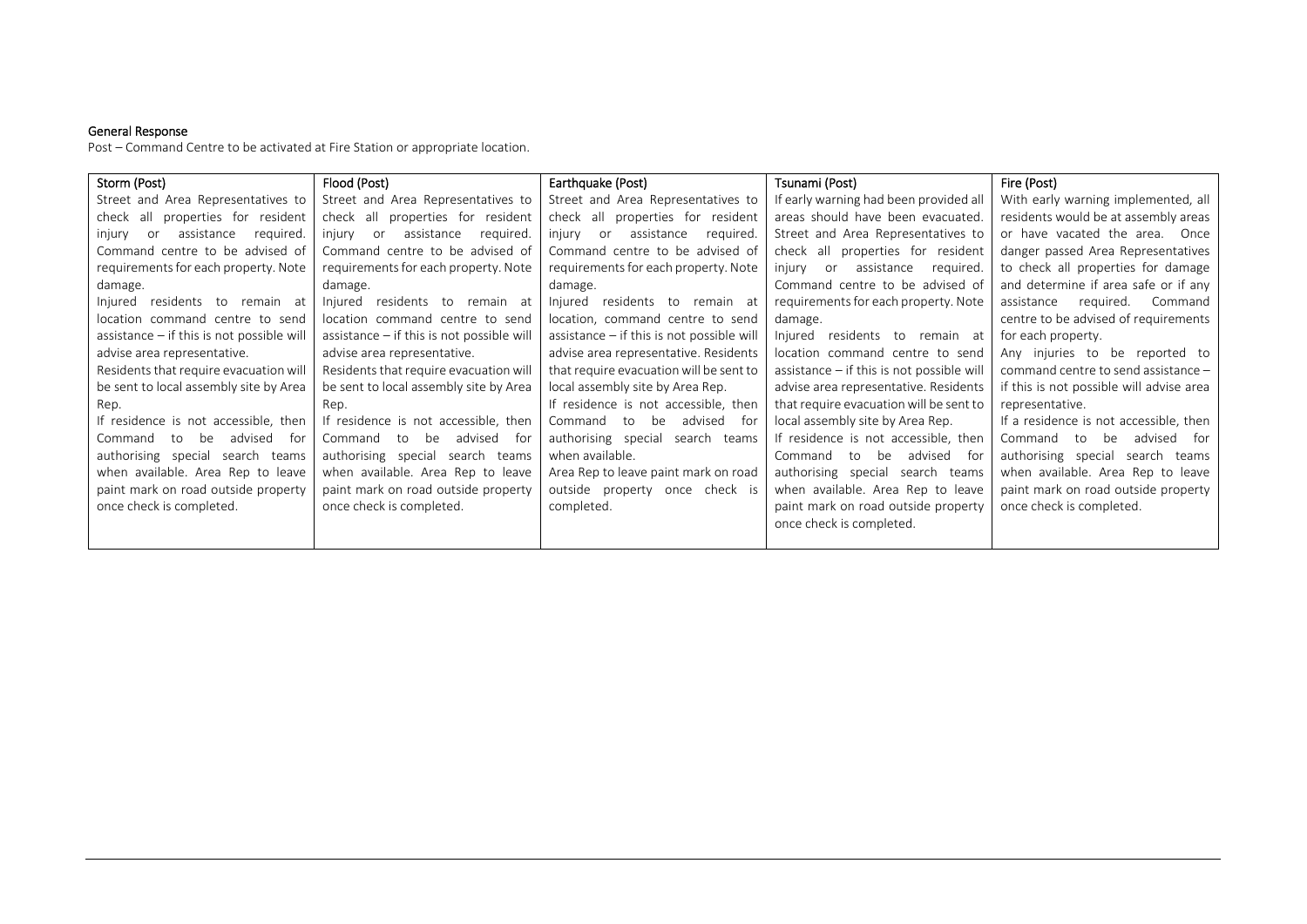**General Response**

Post – Command Centre to be activated at Fire Station or appropriate location.

| Storm (Post) | Flood (Post) | Earthquake (Post) | Tsunami (Post) | Fire (Post) |
|---|---|---|---|---|
| Street and Area Representatives to check all properties for resident injury or assistance required. Command centre to be advised of requirements for each property. Note damage.<br>Injured residents to remain at location command centre to send assistance – if this is not possible will advise area representative.<br>Residents that require evacuation will be sent to local assembly site by Area Rep.<br>If residence is not accessible, then Command to be advised for authorising special search teams when available. Area Rep to leave paint mark on road outside property once check is completed. | Street and Area Representatives to check all properties for resident injury or assistance required. Command centre to be advised of requirements for each property. Note damage.<br>Injured residents to remain at location command centre to send assistance – if this is not possible will advise area representative.<br>Residents that require evacuation will be sent to local assembly site by Area Rep.<br>If residence is not accessible, then Command to be advised for authorising special search teams when available. Area Rep to leave paint mark on road outside property once check is completed. | Street and Area Representatives to check all properties for resident injury or assistance required. Command centre to be advised of requirements for each property. Note damage.<br>Injured residents to remain at location, command centre to send assistance – if this is not possible will advise area representative. Residents that require evacuation will be sent to local assembly site by Area Rep.<br>If residence is not accessible, then Command to be advised for authorising special search teams when available.<br>Area Rep to leave paint mark on road outside property once check is completed. | If early warning had been provided all areas should have been evacuated. Street and Area Representatives to check all properties for resident injury or assistance required. Command centre to be advised of requirements for each property. Note damage.<br>Injured residents to remain at location command centre to send assistance – if this is not possible will advise area representative. Residents that require evacuation will be sent to local assembly site by Area Rep.<br>If residence is not accessible, then Command to be advised for authorising special search teams when available. Area Rep to leave paint mark on road outside property once check is completed. | With early warning implemented, all residents would be at assembly areas or have vacated the area. Once danger passed Area Representatives to check all properties for damage and determine if area safe or if any assistance required. Command centre to be advised of requirements for each property.<br>Any injuries to be reported to command centre to send assistance – if this is not possible will advise area representative.<br>If a residence is not accessible, then Command to be advised for authorising special search teams when available. Area Rep to leave paint mark on road outside property once check is completed. |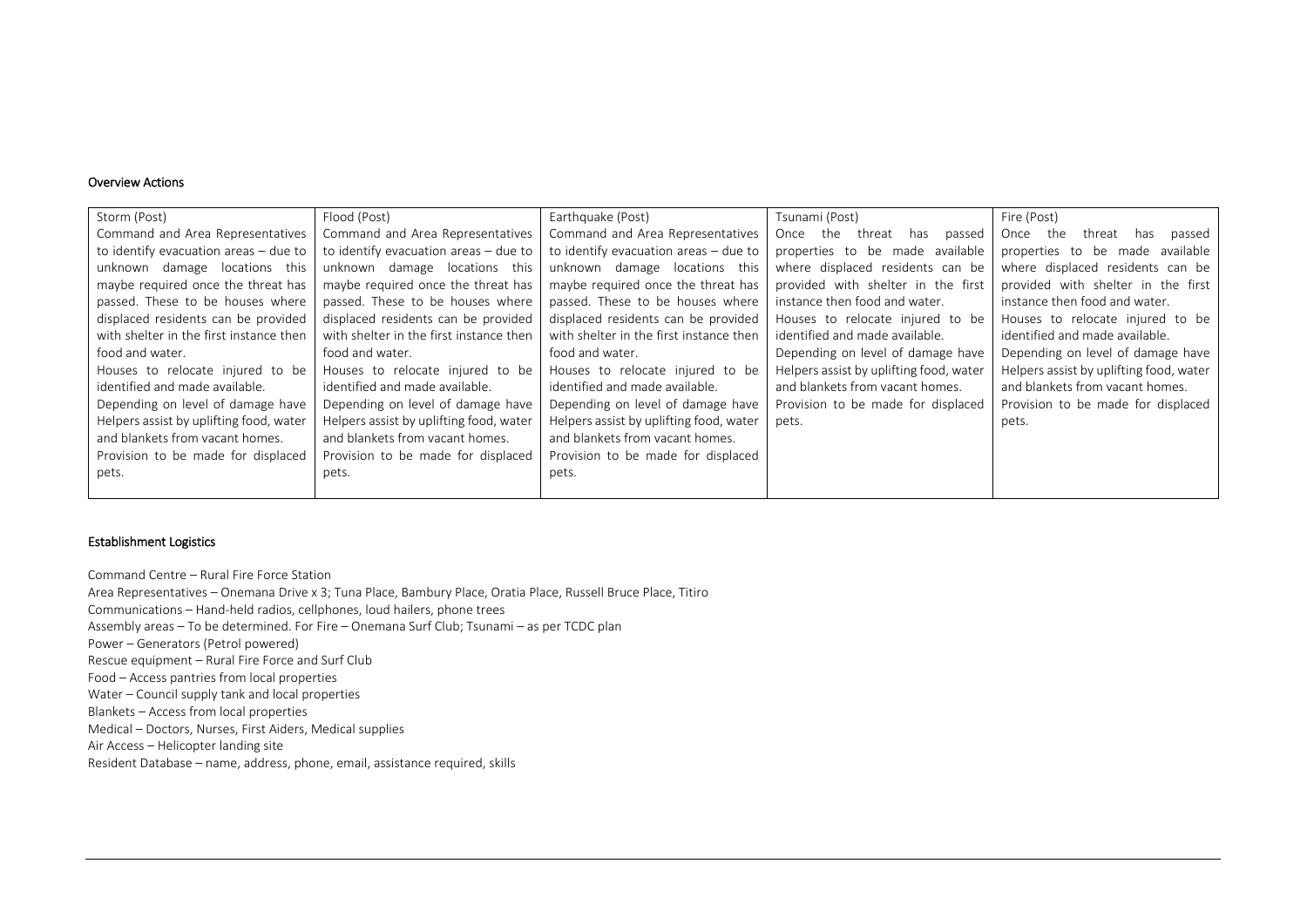### Overview Actions

| Storm (Post) | Flood (Post) | Earthquake (Post) | Tsunami (Post) | Fire (Post) |
|---|---|---|---|---|
| Command and Area Representatives to identify evacuation areas – due to unknown damage locations this maybe required once the threat has passed. These to be houses where displaced residents can be provided with shelter in the first instance then food and water. Houses to relocate injured to be identified and made available. Depending on level of damage have Helpers assist by uplifting food, water and blankets from vacant homes. Provision to be made for displaced pets. | Command and Area Representatives to identify evacuation areas – due to unknown damage locations this maybe required once the threat has passed. These to be houses where displaced residents can be provided with shelter in the first instance then food and water. Houses to relocate injured to be identified and made available. Depending on level of damage have Helpers assist by uplifting food, water and blankets from vacant homes. Provision to be made for displaced pets. | Command and Area Representatives to identify evacuation areas – due to unknown damage locations this maybe required once the threat has passed. These to be houses where displaced residents can be provided with shelter in the first instance then food and water. Houses to relocate injured to be identified and made available. Depending on level of damage have Helpers assist by uplifting food, water and blankets from vacant homes. Provision to be made for displaced pets. | Once the threat has passed properties to be made available where displaced residents can be provided with shelter in the first instance then food and water. Houses to relocate injured to be identified and made available. Depending on level of damage have Helpers assist by uplifting food, water and blankets from vacant homes. Provision to be made for displaced pets. | Once the threat has passed properties to be made available where displaced residents can be provided with shelter in the first instance then food and water. Houses to relocate injured to be identified and made available. Depending on level of damage have Helpers assist by uplifting food, water and blankets from vacant homes. Provision to be made for displaced pets. |

### Establishment Logistics

Command Centre – Rural Fire Force Station
Area Representatives – Onemana Drive x 3; Tuna Place, Bambury Place, Oratia Place, Russell Bruce Place, Titiro
Communications – Hand-held radios, cellphones, loud hailers, phone trees
Assembly areas – To be determined. For Fire – Onemana Surf Club; Tsunami – as per TCDC plan
Power – Generators (Petrol powered)
Rescue equipment – Rural Fire Force and Surf Club
Food – Access pantries from local properties
Water – Council supply tank and local properties
Blankets – Access from local properties
Medical – Doctors, Nurses, First Aiders, Medical supplies
Air Access – Helicopter landing site
Resident Database – name, address, phone, email, assistance required, skills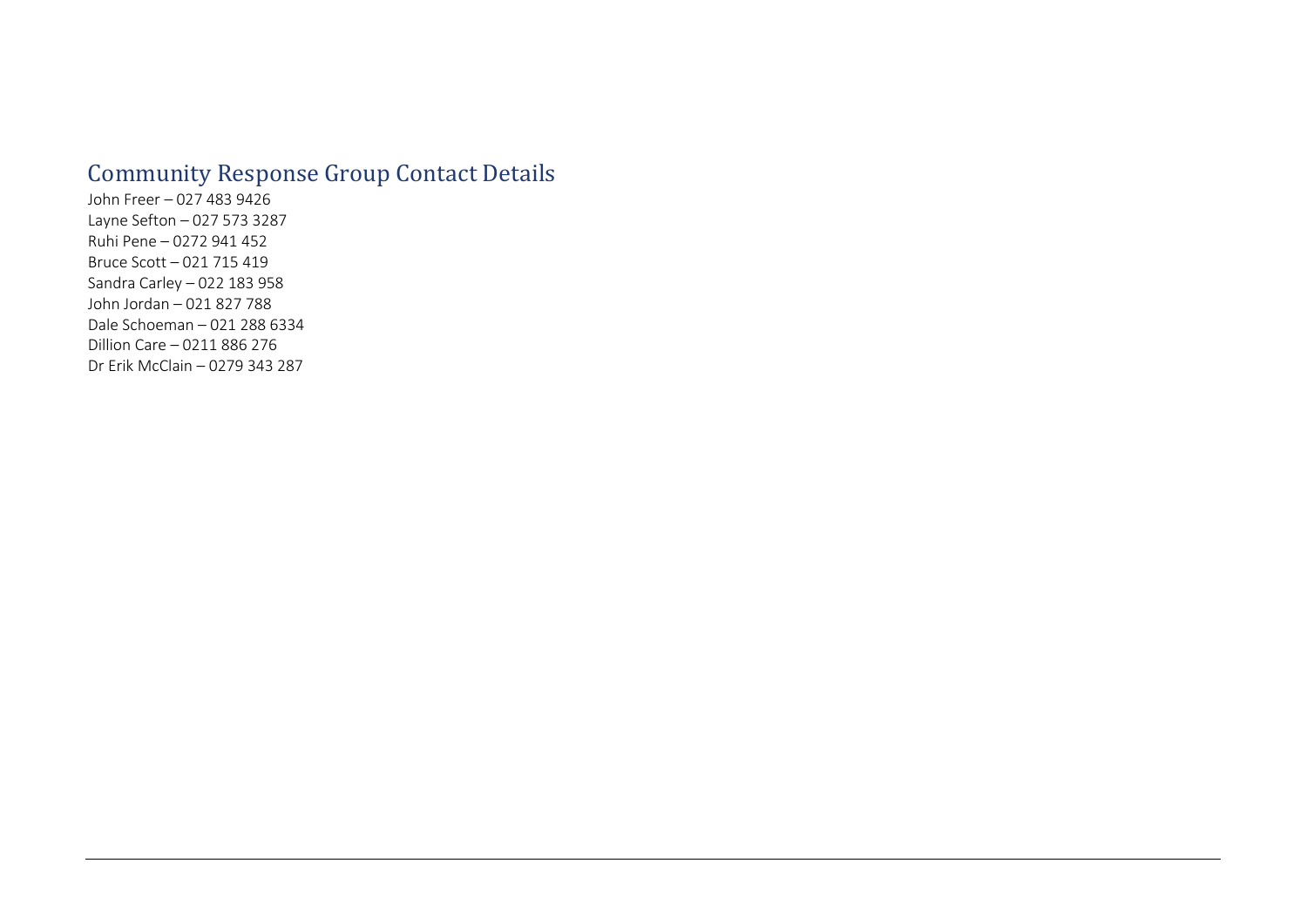## Community Response Group Contact Details

John Freer – 027 483 9426
Layne Sefton – 027 573 3287
Ruhi Pene – 0272 941 452
Bruce Scott – 021 715 419
Sandra Carley – 022 183 958
John Jordan – 021 827 788
Dale Schoeman – 021 288 6334
Dillion Care – 0211 886 276
Dr Erik McClain – 0279 343 287